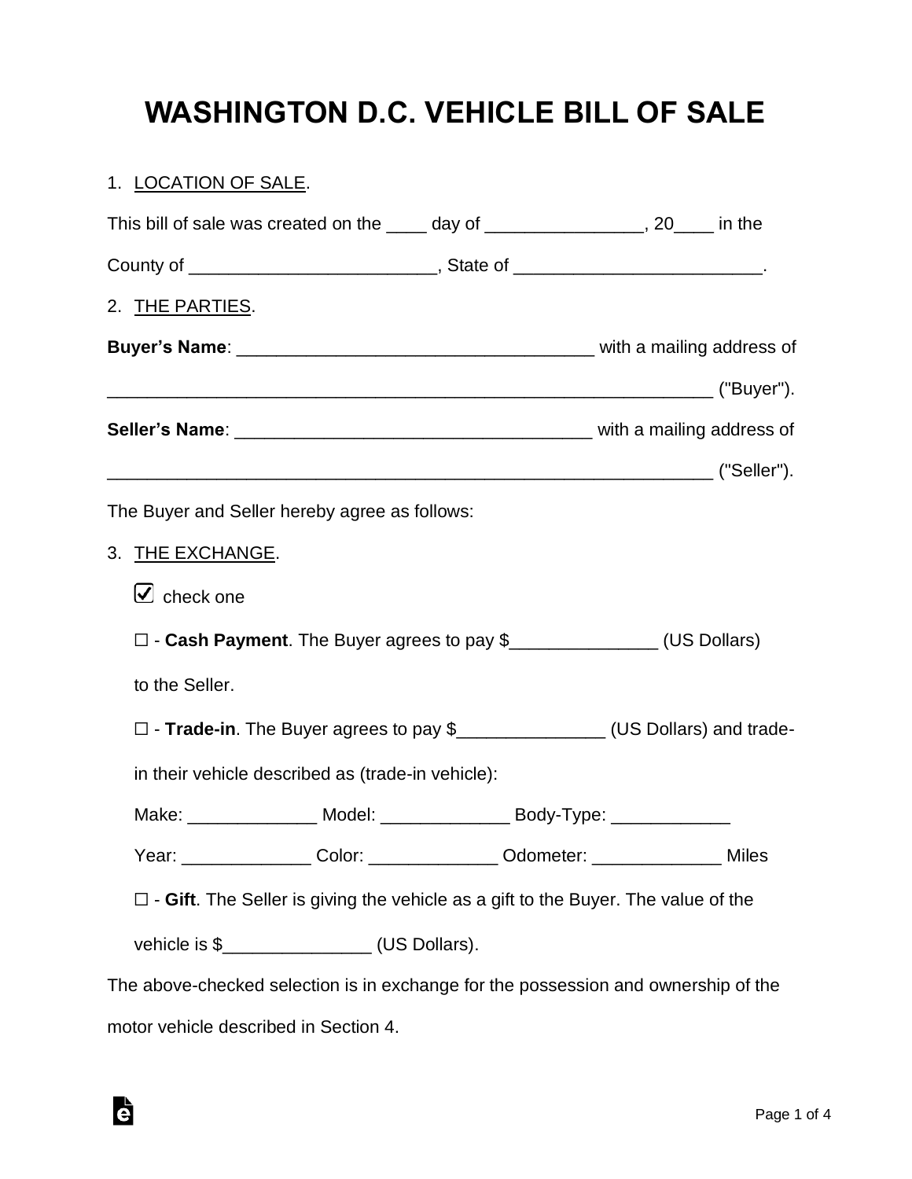# WASHINGTON D.C. VEHICLE BILL OF SALE

1. LOCATION OF SALE.

This bill of sale was created on the ____ day of ________________, 20____ in the County of _________________________, State of _________________________.

2. THE PARTIES.

**Buyer's Name**: ____________________________________ with a mailing address of ______________________________________________________________ ("Buyer").

**Seller's Name**: ____________________________________ with a mailing address of ______________________________________________________________ ("Seller").

The Buyer and Seller hereby agree as follows:

3. THE EXCHANGE.

☑ check one

☐ - **Cash Payment**. The Buyer agrees to pay $_______________ (US Dollars) to the Seller.

☐ - **Trade-in**. The Buyer agrees to pay $_______________ (US Dollars) and trade-in their vehicle described as (trade-in vehicle):

Make: _____________ Model: _____________ Body-Type: ____________

Year: _____________ Color: _____________ Odometer: _____________ Miles

☐ - **Gift**. The Seller is giving the vehicle as a gift to the Buyer. The value of the vehicle is $_______________ (US Dollars).

The above-checked selection is in exchange for the possession and ownership of the motor vehicle described in Section 4.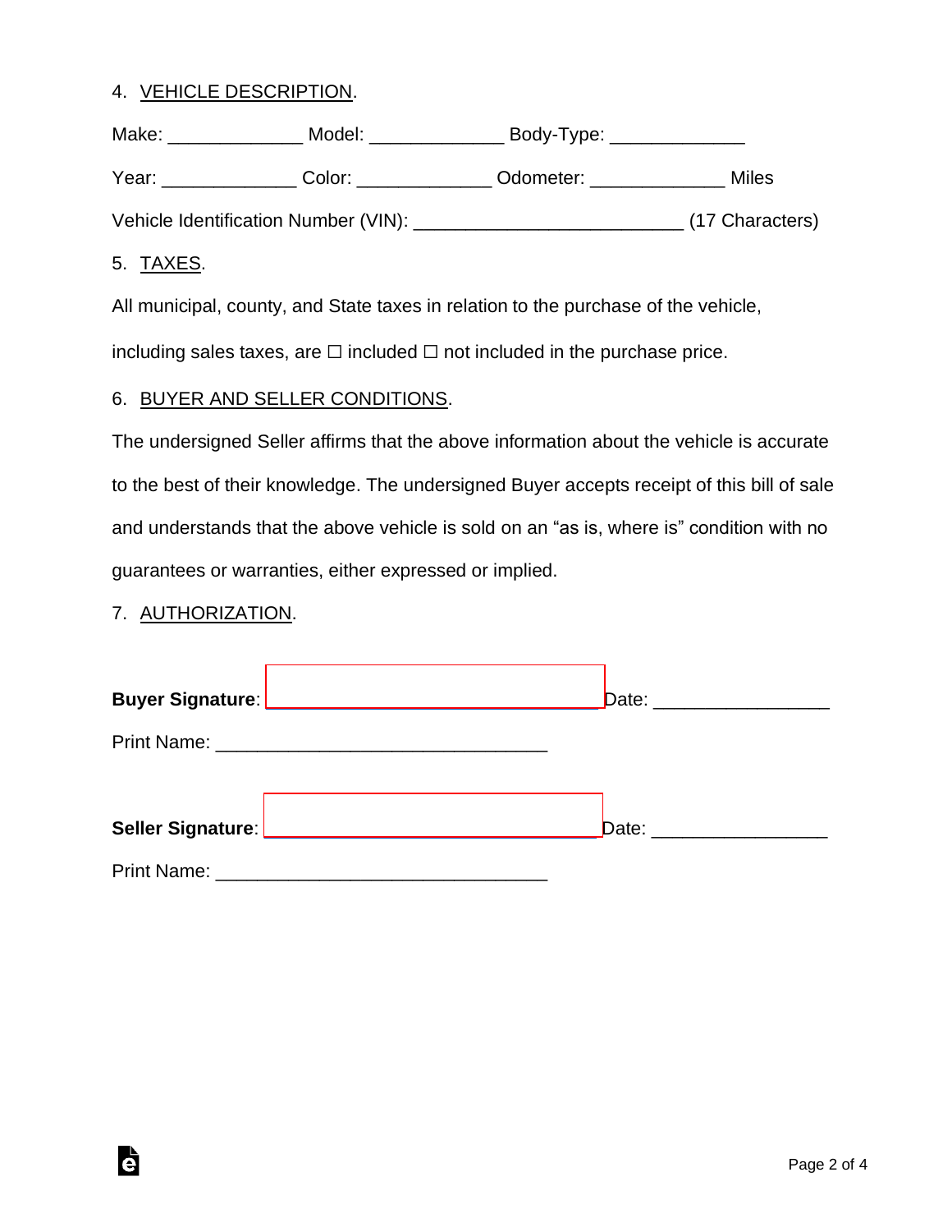4. VEHICLE DESCRIPTION.

Make: _____________ Model: _____________ Body-Type: _____________

Year: _____________ Color: _____________ Odometer: _____________ Miles

Vehicle Identification Number (VIN): _________________________ (17 Characters)

5. TAXES.

All municipal, county, and State taxes in relation to the purchase of the vehicle, including sales taxes, are ☐ included ☐ not included in the purchase price.

6. BUYER AND SELLER CONDITIONS.

The undersigned Seller affirms that the above information about the vehicle is accurate to the best of their knowledge. The undersigned Buyer accepts receipt of this bill of sale and understands that the above vehicle is sold on an "as is, where is" condition with no guarantees or warranties, either expressed or implied.

7. AUTHORIZATION.

**Buyer Signature**: _______________________________ Date: ________________

Print Name: _______________________________

**Seller Signature**: _______________________________ Date: ________________

Print Name: _______________________________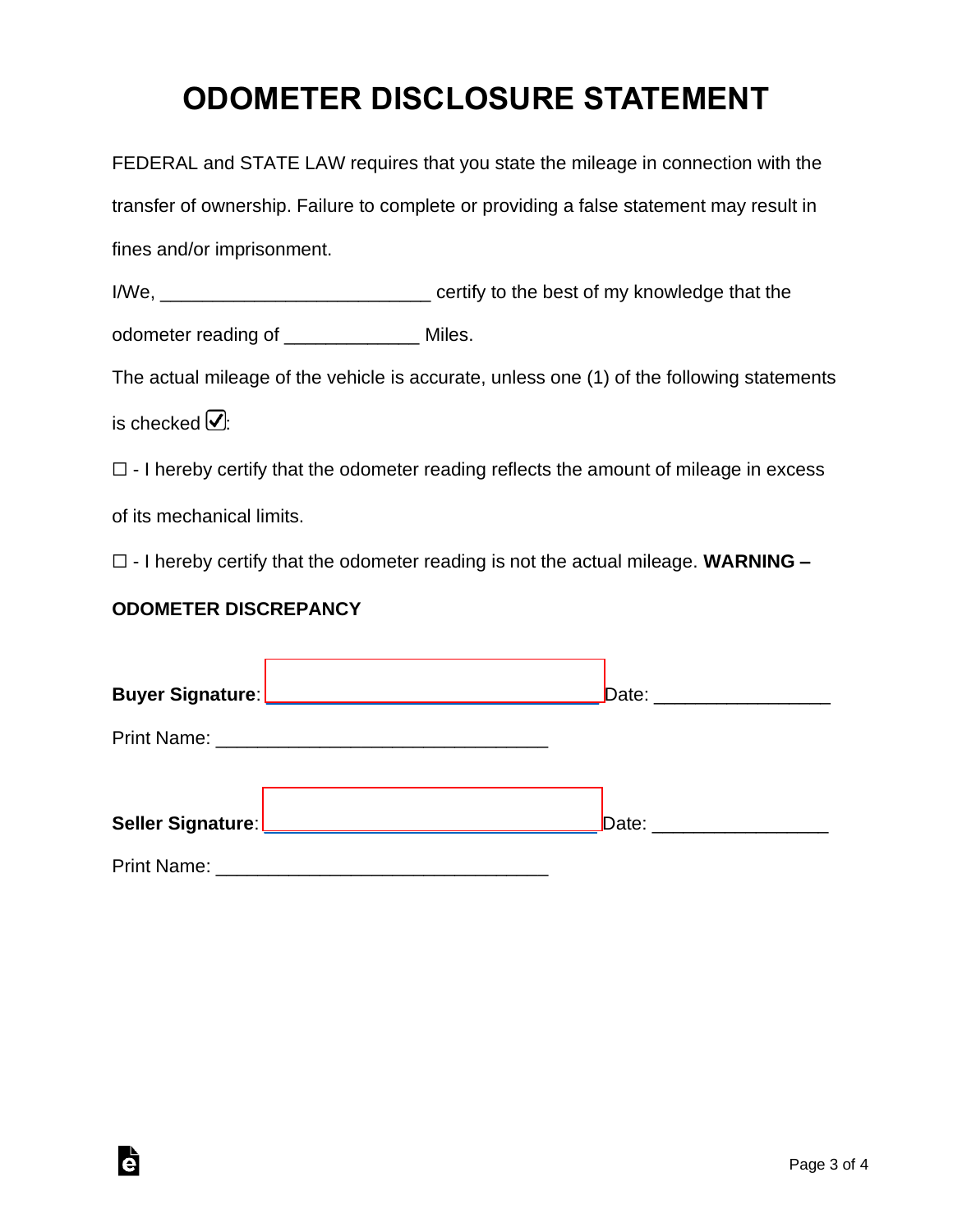# ODOMETER DISCLOSURE STATEMENT

FEDERAL and STATE LAW requires that you state the mileage in connection with the transfer of ownership. Failure to complete or providing a false statement may result in fines and/or imprisonment.

I/We, __________________________ certify to the best of my knowledge that the odometer reading of _____________ Miles.

The actual mileage of the vehicle is accurate, unless one (1) of the following statements is checked ☑:

☐ - I hereby certify that the odometer reading reflects the amount of mileage in excess of its mechanical limits.

☐ - I hereby certify that the odometer reading is not the actual mileage. **WARNING – ODOMETER DISCREPANCY**

**Buyer Signature**: ________________________________ Date: _________________

Print Name: ________________________________

**Seller Signature**: ________________________________ Date: _________________

Print Name: ________________________________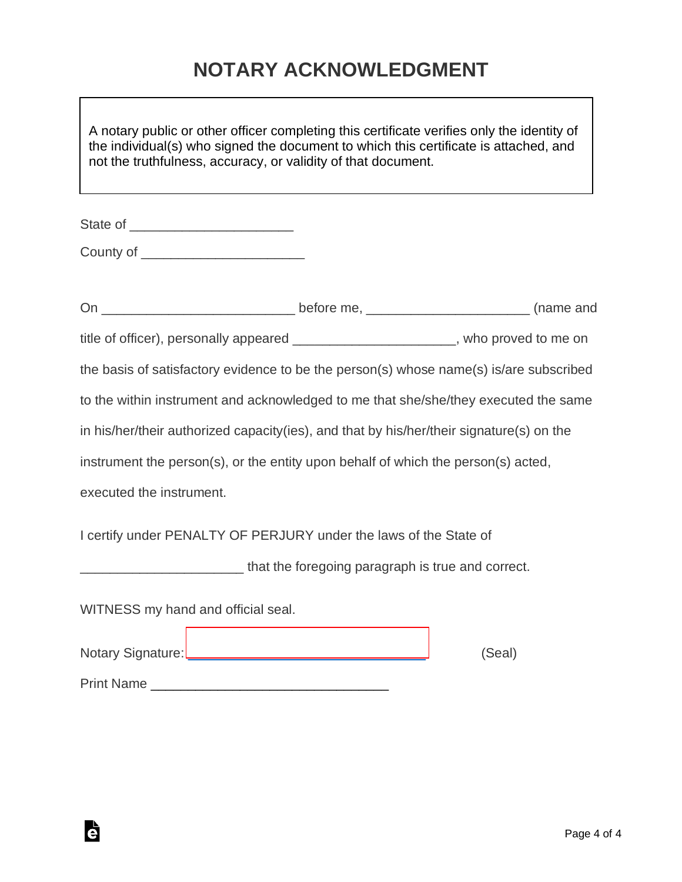# NOTARY ACKNOWLEDGMENT

A notary public or other officer completing this certificate verifies only the identity of the individual(s) who signed the document to which this certificate is attached, and not the truthfulness, accuracy, or validity of that document.

State of ______________________

County of ______________________

On __________________________ before me, ______________________ (name and title of officer), personally appeared ______________________, who proved to me on the basis of satisfactory evidence to be the person(s) whose name(s) is/are subscribed to the within instrument and acknowledged to me that she/she/they executed the same in his/her/their authorized capacity(ies), and that by his/her/their signature(s) on the instrument the person(s), or the entity upon behalf of which the person(s) acted, executed the instrument.

I certify under PENALTY OF PERJURY under the laws of the State of ______________________ that the foregoing paragraph is true and correct.

WITNESS my hand and official seal.

Notary Signature: ________________________________ (Seal)

Print Name ________________________________